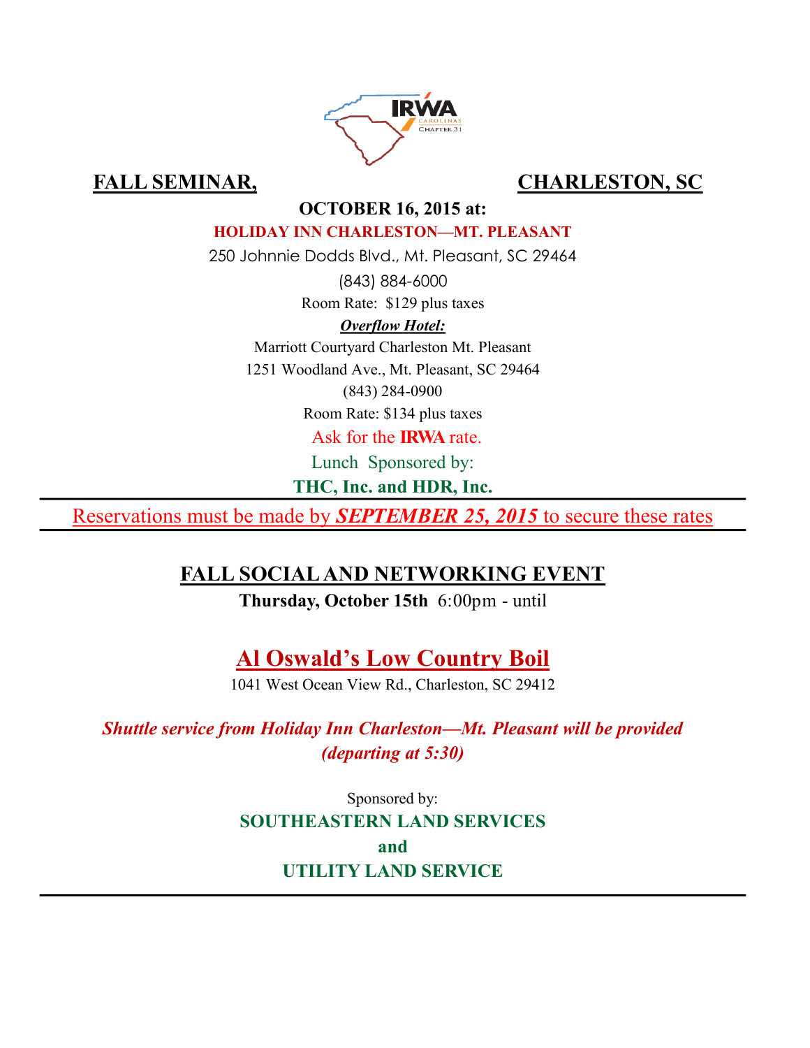IRWA CAROLINAS CHAPTER 31

# FALL SEMINAR, CHARLESTON, SC

**OCTOBER 16, 2015 at:**

**HOLIDAY INN CHARLESTON—MT. PLEASANT**

250 Johnnie Dodds Blvd., Mt. Pleasant, SC 29464

(843) 884-6000

Room Rate: $129 plus taxes

***Overflow Hotel:***

Marriott Courtyard Charleston Mt. Pleasant

1251 Woodland Ave., Mt. Pleasant, SC 29464

(843) 284-0900

Room Rate: $134 plus taxes

Ask for the **IRWA** rate.

Lunch Sponsored by:

**THC, Inc. and HDR, Inc.**

Reservations must be made by ***SEPTEMBER 25, 2015*** to secure these rates

---

## FALL SOCIAL AND NETWORKING EVENT

**Thursday, October 15th** 6:00pm - until

## Al Oswald's Low Country Boil

1041 West Ocean View Rd., Charleston, SC 29412

***Shuttle service from Holiday Inn Charleston—Mt. Pleasant will be provided (departing at 5:30)***

Sponsored by:

**SOUTHEASTERN LAND SERVICES**

**and**

**UTILITY LAND SERVICE**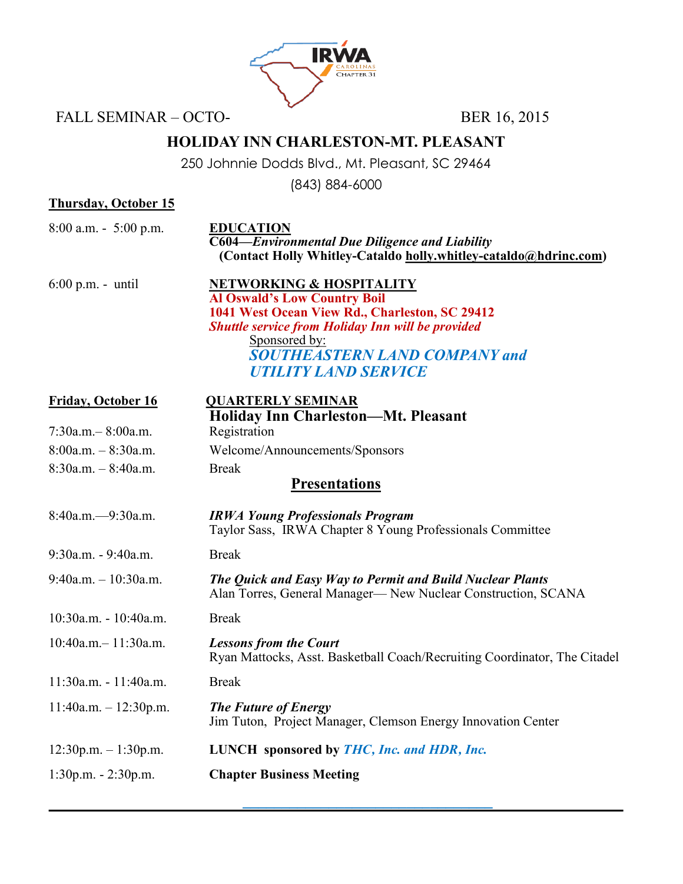FALL SEMINAR – OCTOBER 16, 2015

## HOLIDAY INN CHARLESTON-MT. PLEASANT

250 Johnnie Dodds Blvd., Mt. Pleasant, SC 29464

(843) 884-6000

**Thursday, October 15**

| | |
|---|---|
| 8:00 a.m. - 5:00 p.m. | **EDUCATION**<br>**C604—*Environmental Due Diligence and Liability***<br>**(Contact Holly Whitley-Cataldo holly.whitley-cataldo@hdrinc.com)** |
| 6:00 p.m. - until | **NETWORKING & HOSPITALITY**<br>**Al Oswald's Low Country Boil**<br>**1041 West Ocean View Rd., Charleston, SC 29412**<br>***Shuttle service from Holiday Inn will be provided***<br>Sponsored by:<br>***SOUTHEASTERN LAND COMPANY and UTILITY LAND SERVICE*** |

**Friday, October 16** — **QUARTERLY SEMINAR**

**Holiday Inn Charleston—Mt. Pleasant**

| | |
|---|---|
| 7:30a.m.– 8:00a.m. | Registration |
| 8:00a.m. – 8:30a.m. | Welcome/Announcements/Sponsors |
| 8:30a.m. – 8:40a.m. | Break |

### Presentations

| | |
|---|---|
| 8:40a.m.—9:30a.m. | ***IRWA Young Professionals Program***<br>Taylor Sass, IRWA Chapter 8 Young Professionals Committee |
| 9:30a.m. - 9:40a.m. | Break |
| 9:40a.m. – 10:30a.m. | ***The Quick and Easy Way to Permit and Build Nuclear Plants***<br>Alan Torres, General Manager— New Nuclear Construction, SCANA |
| 10:30a.m. - 10:40a.m. | Break |
| 10:40a.m.– 11:30a.m. | ***Lessons from the Court***<br>Ryan Mattocks, Asst. Basketball Coach/Recruiting Coordinator, The Citadel |
| 11:30a.m. - 11:40a.m. | Break |
| 11:40a.m. – 12:30p.m. | ***The Future of Energy***<br>Jim Tuton, Project Manager, Clemson Energy Innovation Center |
| 12:30p.m. – 1:30p.m. | **LUNCH sponsored by *THC, Inc. and HDR, Inc.*** |
| 1:30p.m. - 2:30p.m. | **Chapter Business Meeting** |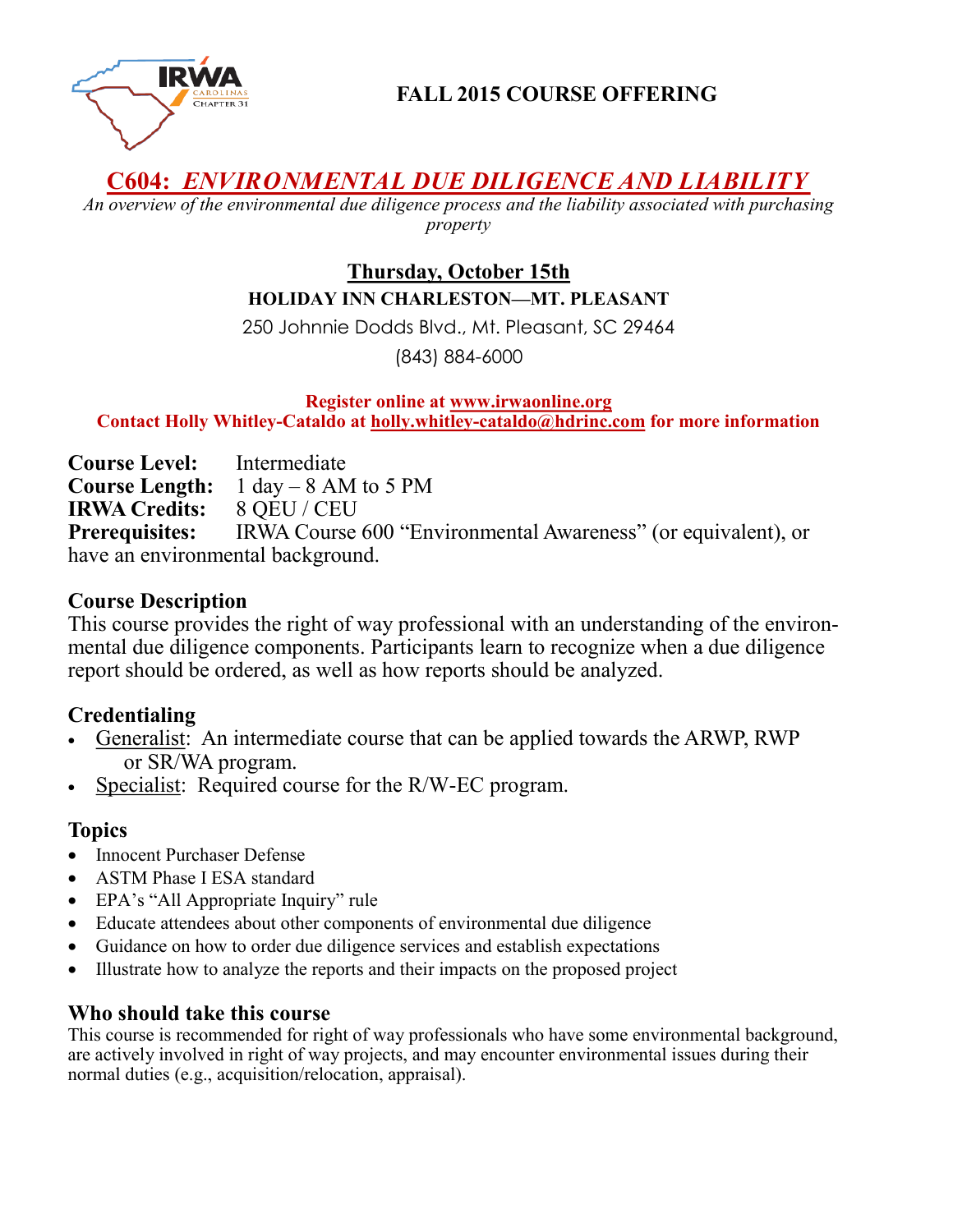## FALL 2015 COURSE OFFERING

# C604: *ENVIRONMENTAL DUE DILIGENCE AND LIABILITY*

*An overview of the environmental due diligence process and the liability associated with purchasing property*

**Thursday, October 15th**

**HOLIDAY INN CHARLESTON—MT. PLEASANT**

250 Johnnie Dodds Blvd., Mt. Pleasant, SC 29464

(843) 884-6000

**Register online at www.irwaonline.org**
**Contact Holly Whitley-Cataldo at holly.whitley-cataldo@hdrinc.com for more information**

**Course Level:** Intermediate
**Course Length:** 1 day – 8 AM to 5 PM
**IRWA Credits:** 8 QEU / CEU
**Prerequisites:** IRWA Course 600 "Environmental Awareness" (or equivalent), or have an environmental background.

### Course Description

This course provides the right of way professional with an understanding of the environmental due diligence components. Participants learn to recognize when a due diligence report should be ordered, as well as how reports should be analyzed.

### Credentialing

- Generalist: An intermediate course that can be applied towards the ARWP, RWP or SR/WA program.
- Specialist: Required course for the R/W-EC program.

### Topics

- Innocent Purchaser Defense
- ASTM Phase I ESA standard
- EPA's "All Appropriate Inquiry" rule
- Educate attendees about other components of environmental due diligence
- Guidance on how to order due diligence services and establish expectations
- Illustrate how to analyze the reports and their impacts on the proposed project

### Who should take this course

This course is recommended for right of way professionals who have some environmental background, are actively involved in right of way projects, and may encounter environmental issues during their normal duties (e.g., acquisition/relocation, appraisal).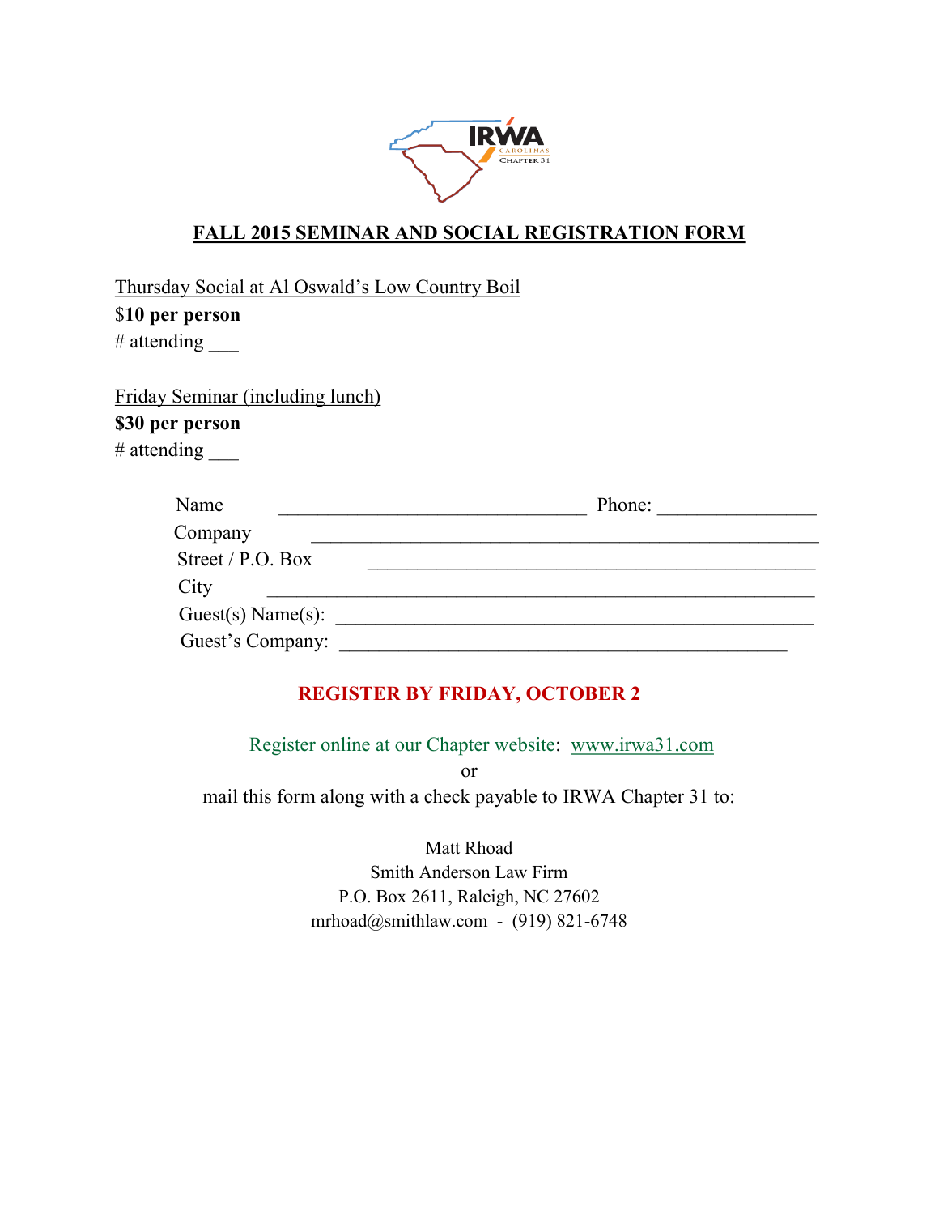IRWA CAROLINAS CHAPTER 31

# FALL 2015 SEMINAR AND SOCIAL REGISTRATION FORM

Thursday Social at Al Oswald's Low Country Boil
$**10 per person**
# attending ___

Friday Seminar (including lunch)
**$30 per person**
# attending ___

Name ________________________________ Phone: ________________
Company ____________________________________________________
Street / P.O. Box _______________________________________________
City ________________________________________________________
Guest(s) Name(s): ______________________________________________
Guest's Company: ______________________________________________

**REGISTER BY FRIDAY, OCTOBER 2**

Register online at our Chapter website: www.irwa31.com

or

mail this form along with a check payable to IRWA Chapter 31 to:

Matt Rhoad
Smith Anderson Law Firm
P.O. Box 2611, Raleigh, NC 27602
mrhoad@smithlaw.com - (919) 821-6748